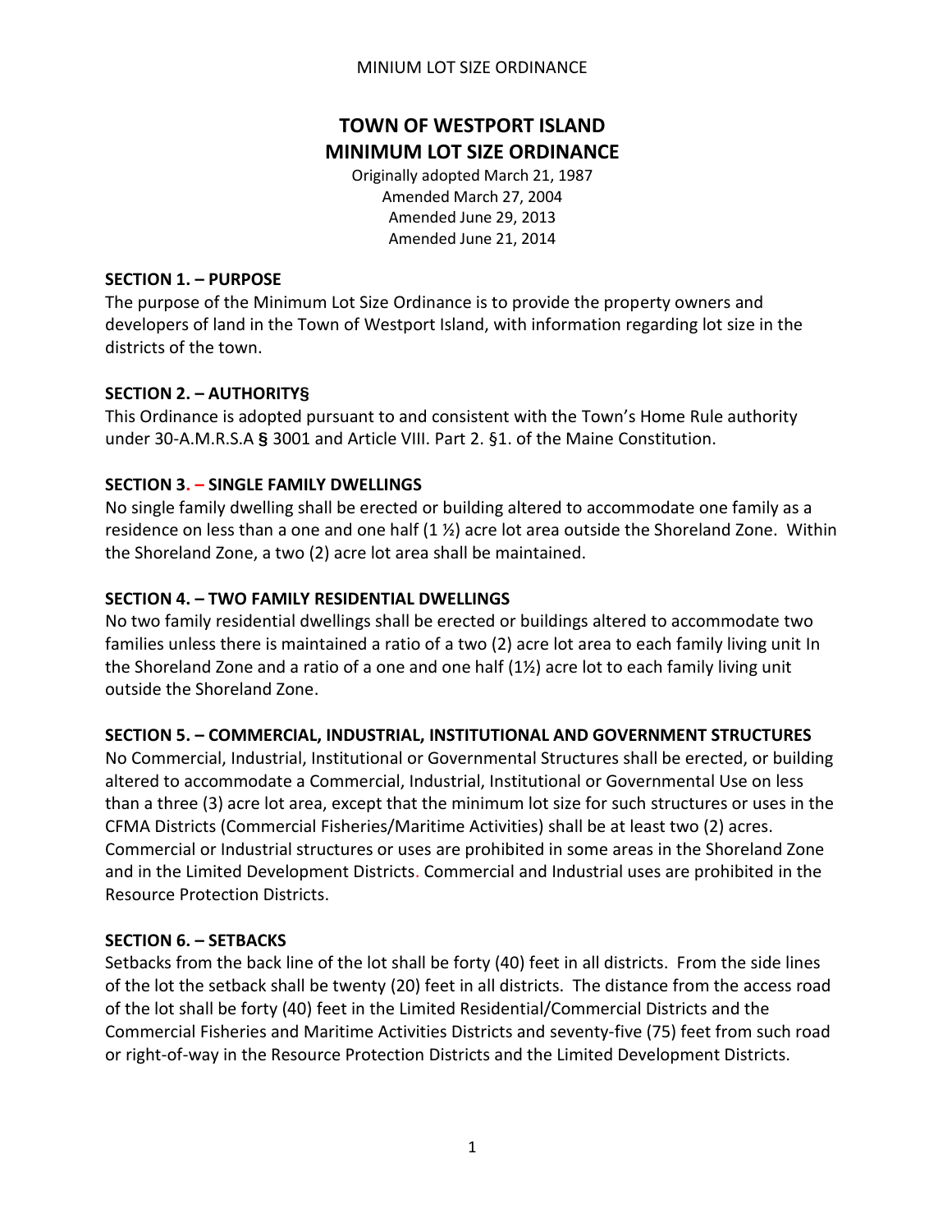# TOWN OF WESTPORT ISLAND
# MINIMUM LOT SIZE ORDINANCE

Originally adopted March 21, 1987
Amended March 27, 2004
Amended June 29, 2013
Amended June 21, 2014

**SECTION 1. – PURPOSE**

The purpose of the Minimum Lot Size Ordinance is to provide the property owners and developers of land in the Town of Westport Island, with information regarding lot size in the districts of the town.

**SECTION 2. – AUTHORITY§**

This Ordinance is adopted pursuant to and consistent with the Town's Home Rule authority under 30-A.M.R.S.A **§** 3001 and Article VIII. Part 2. §1. of the Maine Constitution.

**SECTION 3. – SINGLE FAMILY DWELLINGS**

No single family dwelling shall be erected or building altered to accommodate one family as a residence on less than a one and one half (1 ½) acre lot area outside the Shoreland Zone. Within the Shoreland Zone, a two (2) acre lot area shall be maintained.

**SECTION 4. – TWO FAMILY RESIDENTIAL DWELLINGS**

No two family residential dwellings shall be erected or buildings altered to accommodate two families unless there is maintained a ratio of a two (2) acre lot area to each family living unit In the Shoreland Zone and a ratio of a one and one half (1½) acre lot to each family living unit outside the Shoreland Zone.

**SECTION 5. – COMMERCIAL, INDUSTRIAL, INSTITUTIONAL AND GOVERNMENT STRUCTURES**

No Commercial, Industrial, Institutional or Governmental Structures shall be erected, or building altered to accommodate a Commercial, Industrial, Institutional or Governmental Use on less than a three (3) acre lot area, except that the minimum lot size for such structures or uses in the CFMA Districts (Commercial Fisheries/Maritime Activities) shall be at least two (2) acres. Commercial or Industrial structures or uses are prohibited in some areas in the Shoreland Zone and in the Limited Development Districts. Commercial and Industrial uses are prohibited in the Resource Protection Districts.

**SECTION 6. – SETBACKS**

Setbacks from the back line of the lot shall be forty (40) feet in all districts. From the side lines of the lot the setback shall be twenty (20) feet in all districts. The distance from the access road of the lot shall be forty (40) feet in the Limited Residential/Commercial Districts and the Commercial Fisheries and Maritime Activities Districts and seventy-five (75) feet from such road or right-of-way in the Resource Protection Districts and the Limited Development Districts.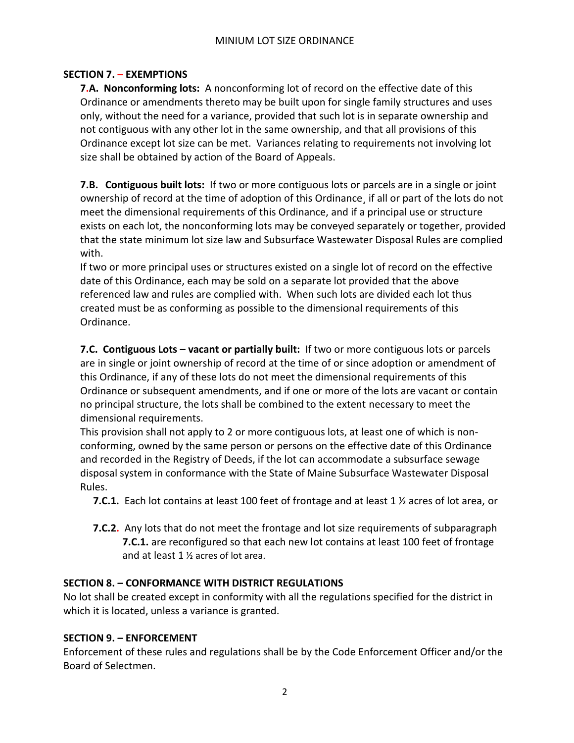## SECTION 7. – EXEMPTIONS

**7.A. Nonconforming lots:** A nonconforming lot of record on the effective date of this Ordinance or amendments thereto may be built upon for single family structures and uses only, without the need for a variance, provided that such lot is in separate ownership and not contiguous with any other lot in the same ownership, and that all provisions of this Ordinance except lot size can be met. Variances relating to requirements not involving lot size shall be obtained by action of the Board of Appeals.

**7.B. Contiguous built lots:** If two or more contiguous lots or parcels are in a single or joint ownership of record at the time of adoption of this Ordinance¸ if all or part of the lots do not meet the dimensional requirements of this Ordinance, and if a principal use or structure exists on each lot, the nonconforming lots may be conveyed separately or together, provided that the state minimum lot size law and Subsurface Wastewater Disposal Rules are complied with.
If two or more principal uses or structures existed on a single lot of record on the effective date of this Ordinance, each may be sold on a separate lot provided that the above referenced law and rules are complied with. When such lots are divided each lot thus created must be as conforming as possible to the dimensional requirements of this Ordinance.

**7.C. Contiguous Lots – vacant or partially built:** If two or more contiguous lots or parcels are in single or joint ownership of record at the time of or since adoption or amendment of this Ordinance, if any of these lots do not meet the dimensional requirements of this Ordinance or subsequent amendments, and if one or more of the lots are vacant or contain no principal structure, the lots shall be combined to the extent necessary to meet the dimensional requirements.
This provision shall not apply to 2 or more contiguous lots, at least one of which is non-conforming, owned by the same person or persons on the effective date of this Ordinance and recorded in the Registry of Deeds, if the lot can accommodate a subsurface sewage disposal system in conformance with the State of Maine Subsurface Wastewater Disposal Rules.

**7.C.1.** Each lot contains at least 100 feet of frontage and at least 1 ½ acres of lot area, or

**7.C.2.** Any lots that do not meet the frontage and lot size requirements of subparagraph **7.C.1.** are reconfigured so that each new lot contains at least 100 feet of frontage and at least 1 ½ acres of lot area.

## SECTION 8. – CONFORMANCE WITH DISTRICT REGULATIONS

No lot shall be created except in conformity with all the regulations specified for the district in which it is located, unless a variance is granted.

## SECTION 9. – ENFORCEMENT

Enforcement of these rules and regulations shall be by the Code Enforcement Officer and/or the Board of Selectmen.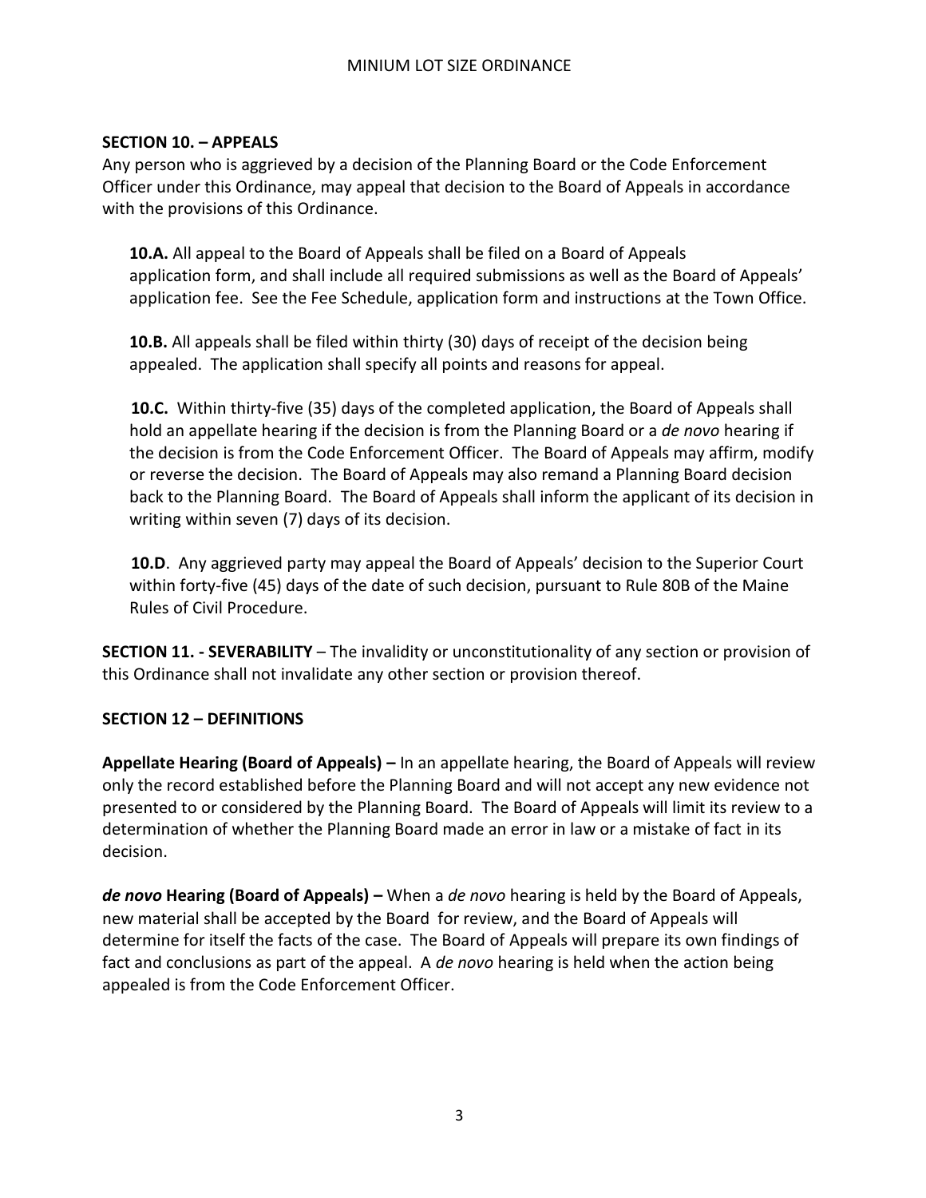## SECTION 10. – APPEALS

Any person who is aggrieved by a decision of the Planning Board or the Code Enforcement Officer under this Ordinance, may appeal that decision to the Board of Appeals in accordance with the provisions of this Ordinance.

**10.A.** All appeal to the Board of Appeals shall be filed on a Board of Appeals application form, and shall include all required submissions as well as the Board of Appeals' application fee. See the Fee Schedule, application form and instructions at the Town Office.

**10.B.** All appeals shall be filed within thirty (30) days of receipt of the decision being appealed. The application shall specify all points and reasons for appeal.

**10.C.** Within thirty-five (35) days of the completed application, the Board of Appeals shall hold an appellate hearing if the decision is from the Planning Board or a *de novo* hearing if the decision is from the Code Enforcement Officer. The Board of Appeals may affirm, modify or reverse the decision. The Board of Appeals may also remand a Planning Board decision back to the Planning Board. The Board of Appeals shall inform the applicant of its decision in writing within seven (7) days of its decision.

**10.D**. Any aggrieved party may appeal the Board of Appeals' decision to the Superior Court within forty-five (45) days of the date of such decision, pursuant to Rule 80B of the Maine Rules of Civil Procedure.

**SECTION 11. - SEVERABILITY** – The invalidity or unconstitutionality of any section or provision of this Ordinance shall not invalidate any other section or provision thereof.

## SECTION 12 – DEFINITIONS

**Appellate Hearing (Board of Appeals) –** In an appellate hearing, the Board of Appeals will review only the record established before the Planning Board and will not accept any new evidence not presented to or considered by the Planning Board. The Board of Appeals will limit its review to a determination of whether the Planning Board made an error in law or a mistake of fact in its decision.

***de novo* Hearing (Board of Appeals) –** When a *de novo* hearing is held by the Board of Appeals, new material shall be accepted by the Board for review, and the Board of Appeals will determine for itself the facts of the case. The Board of Appeals will prepare its own findings of fact and conclusions as part of the appeal. A *de novo* hearing is held when the action being appealed is from the Code Enforcement Officer.